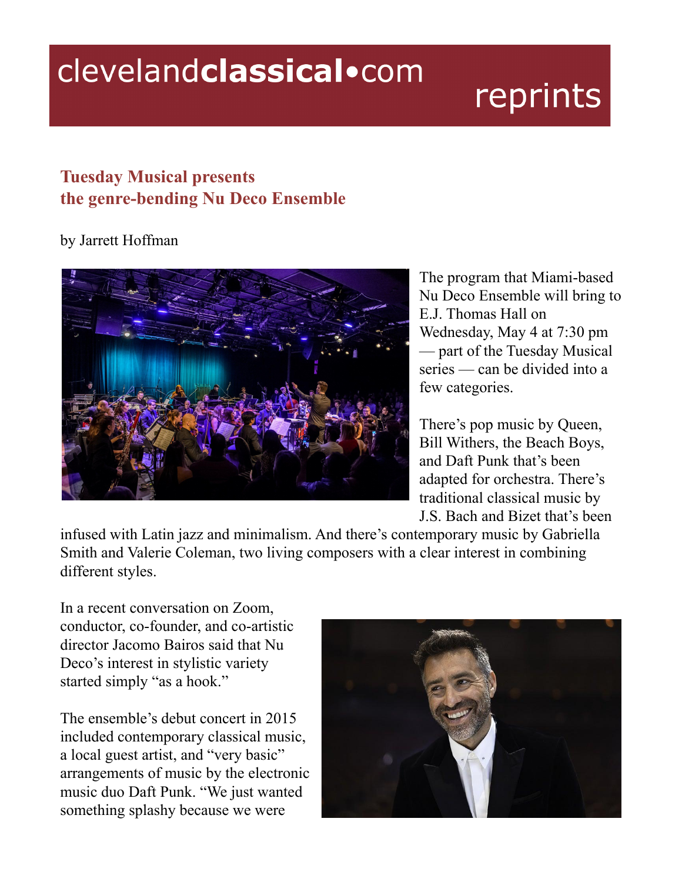# Tuesday Musical presents the genre-bending Nu Deco Ensemble

by Jarrett Hoffman

The program that Miami-based Nu Deco Ensemble will bring to E.J. Thomas Hall on Wednesday, May 4 at 7:30 pm — part of the Tuesday Musical series — can be divided into a few categories.

There's pop music by Queen, Bill Withers, the Beach Boys, and Daft Punk that's been adapted for orchestra. There's traditional classical music by J.S. Bach and Bizet that's been infused with Latin jazz and minimalism. And there's contemporary music by Gabriella Smith and Valerie Coleman, two living composers with a clear interest in combining different styles.

In a recent conversation on Zoom, conductor, co-founder, and co-artistic director Jacomo Bairos said that Nu Deco's interest in stylistic variety started simply "as a hook."

The ensemble's debut concert in 2015 included contemporary classical music, a local guest artist, and "very basic" arrangements of music by the electronic music duo Daft Punk. "We just wanted something splashy because we were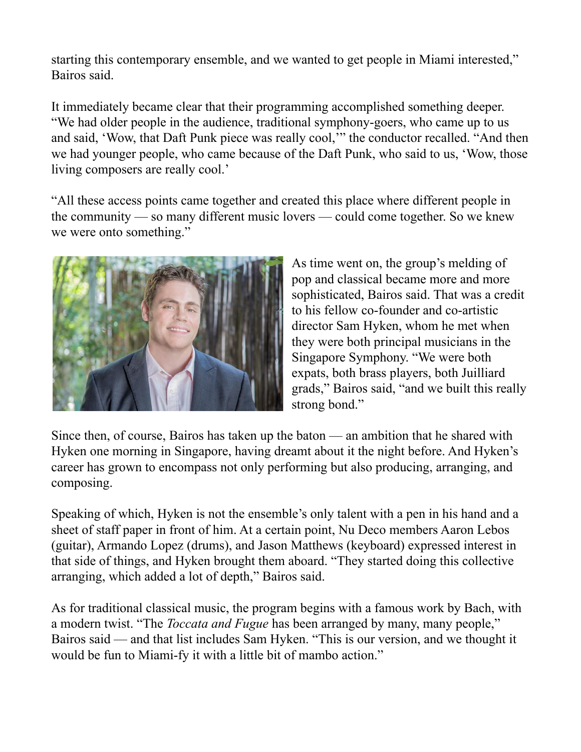starting this contemporary ensemble, and we wanted to get people in Miami interested," Bairos said.

It immediately became clear that their programming accomplished something deeper. "We had older people in the audience, traditional symphony-goers, who came up to us and said, 'Wow, that Daft Punk piece was really cool,'" the conductor recalled. "And then we had younger people, who came because of the Daft Punk, who said to us, 'Wow, those living composers are really cool.'

"All these access points came together and created this place where different people in the community — so many different music lovers — could come together. So we knew we were onto something."

As time went on, the group's melding of pop and classical became more and more sophisticated, Bairos said. That was a credit to his fellow co-founder and co-artistic director Sam Hyken, whom he met when they were both principal musicians in the Singapore Symphony. "We were both expats, both brass players, both Juilliard grads," Bairos said, "and we built this really strong bond."

Since then, of course, Bairos has taken up the baton — an ambition that he shared with Hyken one morning in Singapore, having dreamt about it the night before. And Hyken's career has grown to encompass not only performing but also producing, arranging, and composing.

Speaking of which, Hyken is not the ensemble's only talent with a pen in his hand and a sheet of staff paper in front of him. At a certain point, Nu Deco members Aaron Lebos (guitar), Armando Lopez (drums), and Jason Matthews (keyboard) expressed interest in that side of things, and Hyken brought them aboard. "They started doing this collective arranging, which added a lot of depth," Bairos said.

As for traditional classical music, the program begins with a famous work by Bach, with a modern twist. "The *Toccata and Fugue* has been arranged by many, many people," Bairos said — and that list includes Sam Hyken. "This is our version, and we thought it would be fun to Miami-fy it with a little bit of mambo action."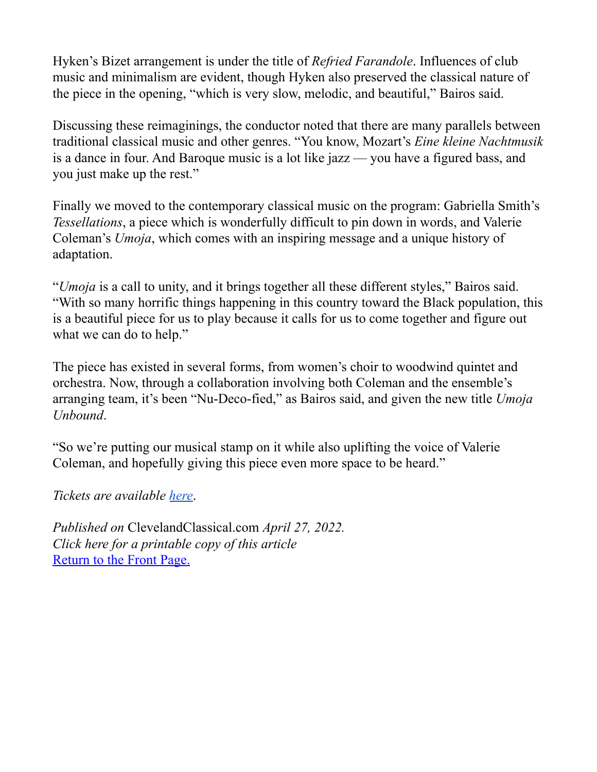Hyken's Bizet arrangement is under the title of *Refried Farandole*. Influences of club music and minimalism are evident, though Hyken also preserved the classical nature of the piece in the opening, "which is very slow, melodic, and beautiful," Bairos said.

Discussing these reimaginings, the conductor noted that there are many parallels between traditional classical music and other genres. "You know, Mozart's *Eine kleine Nachtmusik* is a dance in four. And Baroque music is a lot like jazz — you have a figured bass, and you just make up the rest."

Finally we moved to the contemporary classical music on the program: Gabriella Smith's *Tessellations*, a piece which is wonderfully difficult to pin down in words, and Valerie Coleman's *Umoja*, which comes with an inspiring message and a unique history of adaptation.

"*Umoja* is a call to unity, and it brings together all these different styles," Bairos said. "With so many horrific things happening in this country toward the Black population, this is a beautiful piece for us to play because it calls for us to come together and figure out what we can do to help."

The piece has existed in several forms, from women's choir to woodwind quintet and orchestra. Now, through a collaboration involving both Coleman and the ensemble's arranging team, it's been "Nu-Deco-fied," as Bairos said, and given the new title *Umoja Unbound*.

"So we're putting our musical stamp on it while also uplifting the voice of Valerie Coleman, and hopefully giving this piece even more space to be heard."

*Tickets are available [here](#).*

*Published on* ClevelandClassical.com *April 27, 2022.*
*Click here for a printable copy of this article*
[Return to the Front Page.](#)